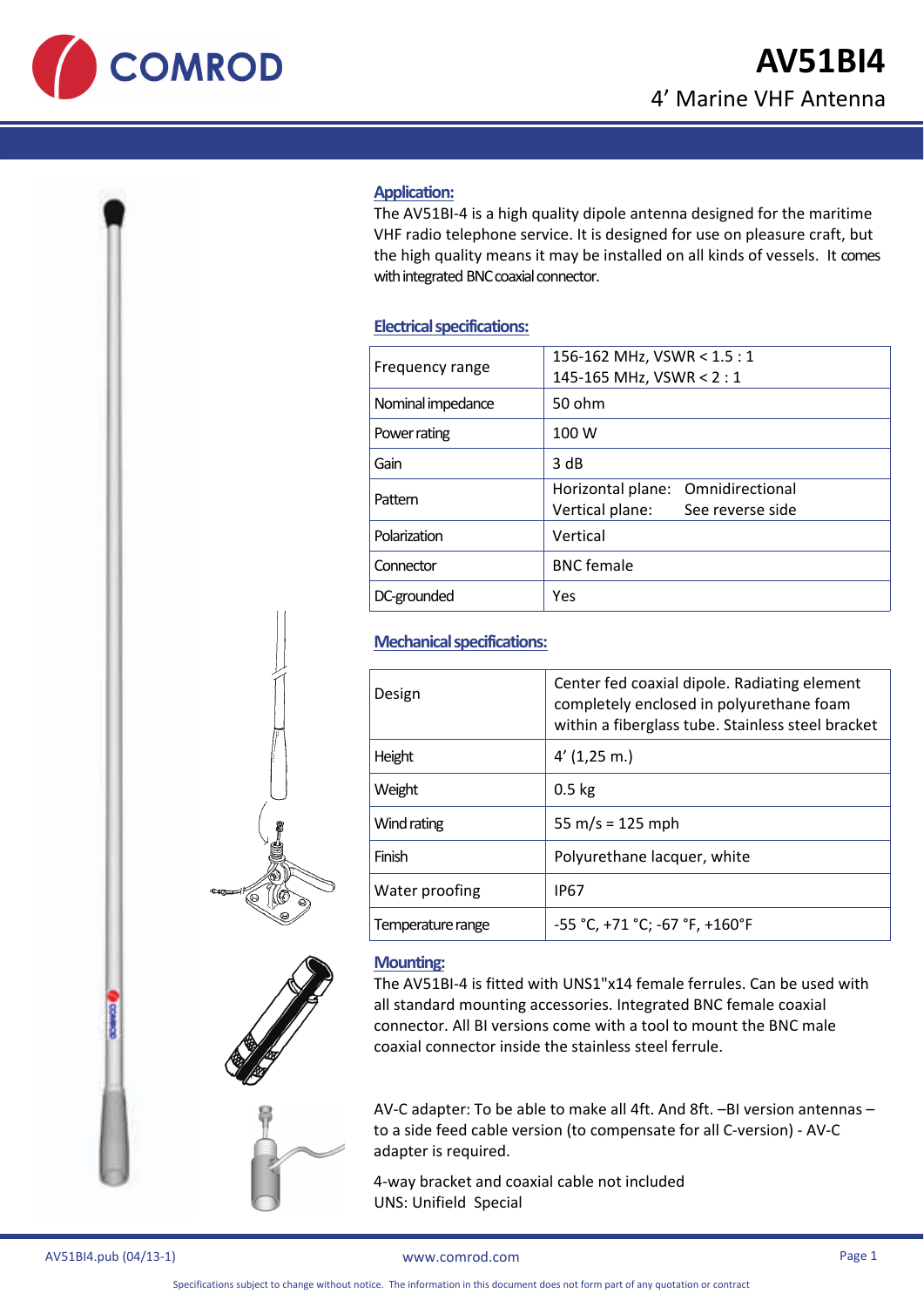# AV51BI4

4’ Marine VHF Antenna

## Application:

The AV51BI-4 is a high quality dipole antenna designed for the maritime VHF radio telephone service. It is designed for use on pleasure craft, but the high quality means it may be installed on all kinds of vessels. It comes with integrated BNC coaxial connector.

## Electrical specifications:

| | |
|---|---|
| Frequency range | 156-162 MHz, VSWR < 1.5 : 1<br>145-165 MHz, VSWR < 2 : 1 |
| Nominal impedance | 50 ohm |
| Power rating | 100 W |
| Gain | 3 dB |
| Pattern | Horizontal plane: Omnidirectional<br>Vertical plane: See reverse side |
| Polarization | Vertical |
| Connector | BNC female |
| DC-grounded | Yes |

## Mechanical specifications:

| | |
|---|---|
| Design | Center fed coaxial dipole. Radiating element completely enclosed in polyurethane foam within a fiberglass tube. Stainless steel bracket |
| Height | 4’ (1,25 m.) |
| Weight | 0.5 kg |
| Wind rating | 55 m/s = 125 mph |
| Finish | Polyurethane lacquer, white |
| Water proofing | IP67 |
| Temperature range | -55 °C, +71 °C; -67 °F, +160°F |

## Mounting:

The AV51BI-4 is fitted with UNS1"x14 female ferrules. Can be used with all standard mounting accessories. Integrated BNC female coaxial connector. All BI versions come with a tool to mount the BNC male coaxial connector inside the stainless steel ferrule.

AV-C adapter: To be able to make all 4ft. And 8ft. –BI version antennas – to a side feed cable version (to compensate for all C-version) - AV-C adapter is required.

4-way bracket and coaxial cable not included
UNS: Unifield Special

AV51BI4.pub (04/13-1) www.comrod.com

Specifications subject to change without notice. The information in this document does not form part of any quotation or contract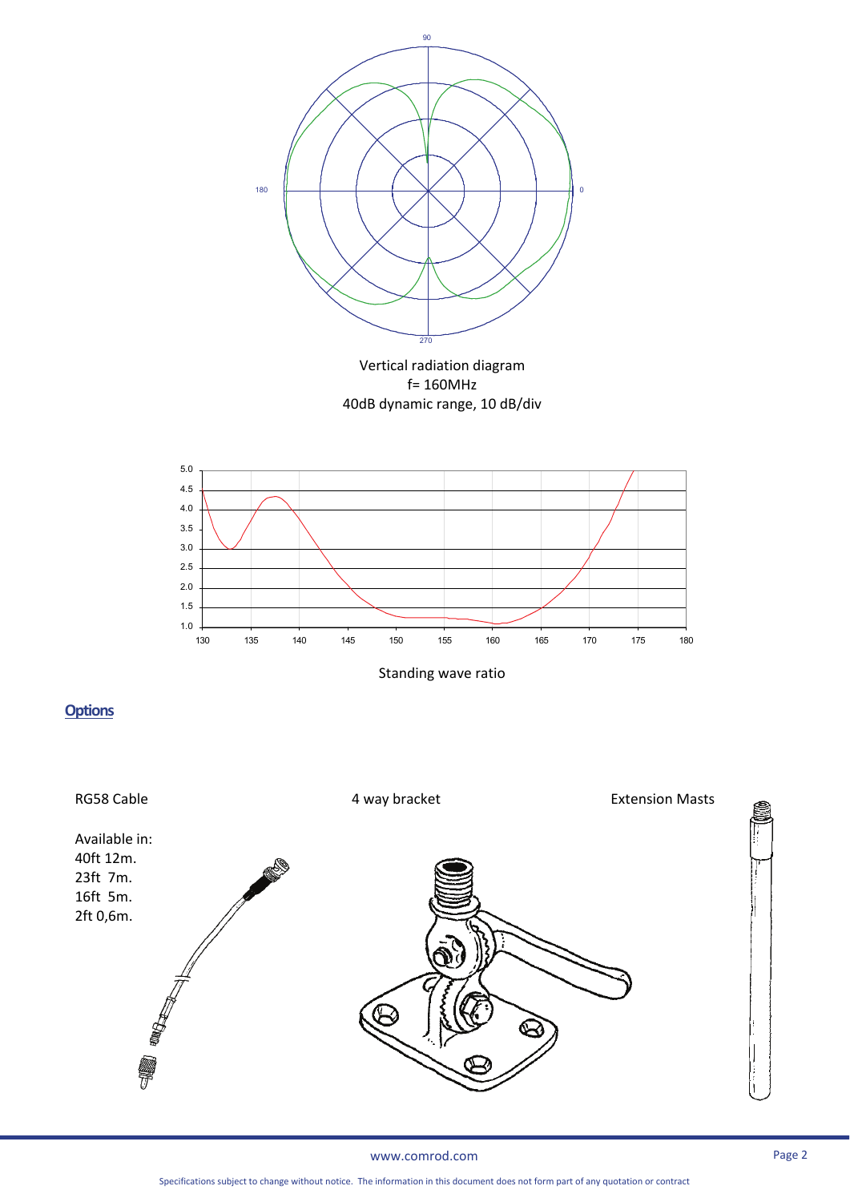90

180

0

270

Vertical radiation diagram
f= 160MHz
40dB dynamic range, 10 dB/div

5.0
4.5
4.0
3.5
3.0
2.5
2.0
1.5
1.0

130 135 140 145 150 155 160 165 170 175 180

Standing wave ratio

## Options

RG58 Cable

Available in:
40ft 12m.
23ft 7m.
16ft 5m.
2ft 0,6m.

4 way bracket

Extension Masts

www.comrod.com

Specifications subject to change without notice. The information in this document does not form part of any quotation or contract